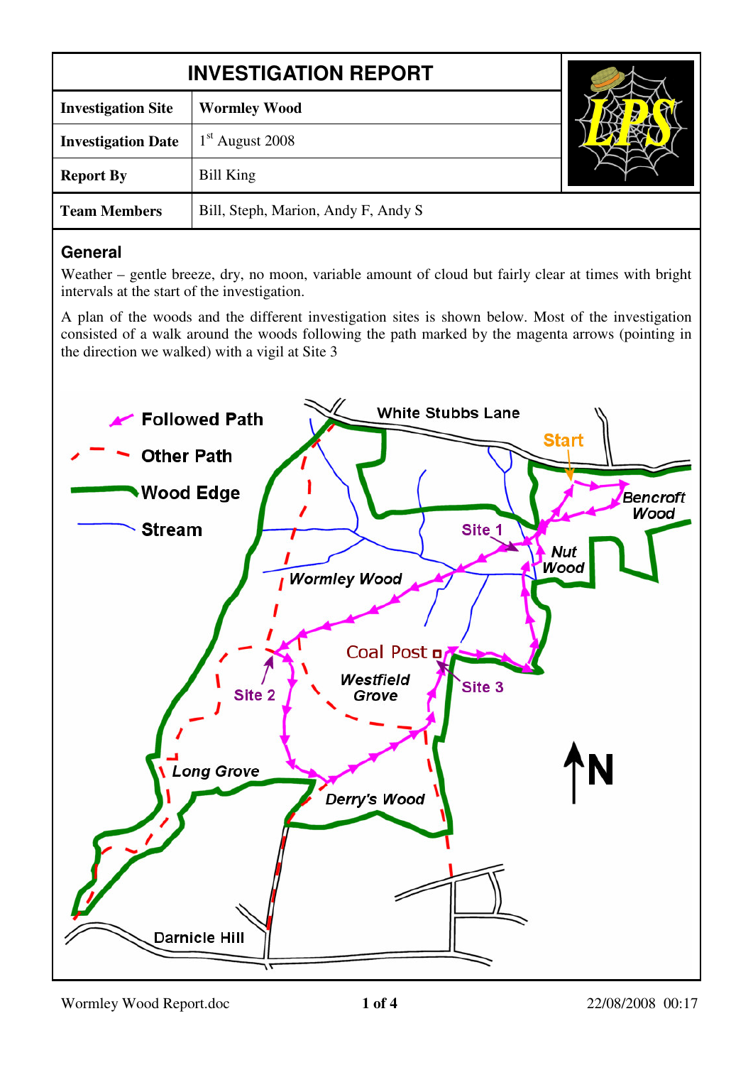# INVESTIGATION REPORT

| | |
|---|---|
| **Investigation Site** | **Wormley Wood** |
| **Investigation Date** | 1st August 2008 |
| **Report By** | Bill King |
| **Team Members** | Bill, Steph, Marion, Andy F, Andy S |

## General

Weather – gentle breeze, dry, no moon, variable amount of cloud but fairly clear at times with bright intervals at the start of the investigation.

A plan of the woods and the different investigation sites is shown below. Most of the investigation consisted of a walk around the woods following the path marked by the magenta arrows (pointing in the direction we walked) with a vigil at Site 3

Followed Path
Other Path
Wood Edge
Stream
White Stubbs Lane
Start
Bencroft Wood
Site 1
Nut Wood
Wormley Wood
Coal Post
Westfield Grove
Site 3
Site 2
Long Grove
Derry's Wood
N
Darnicle Hill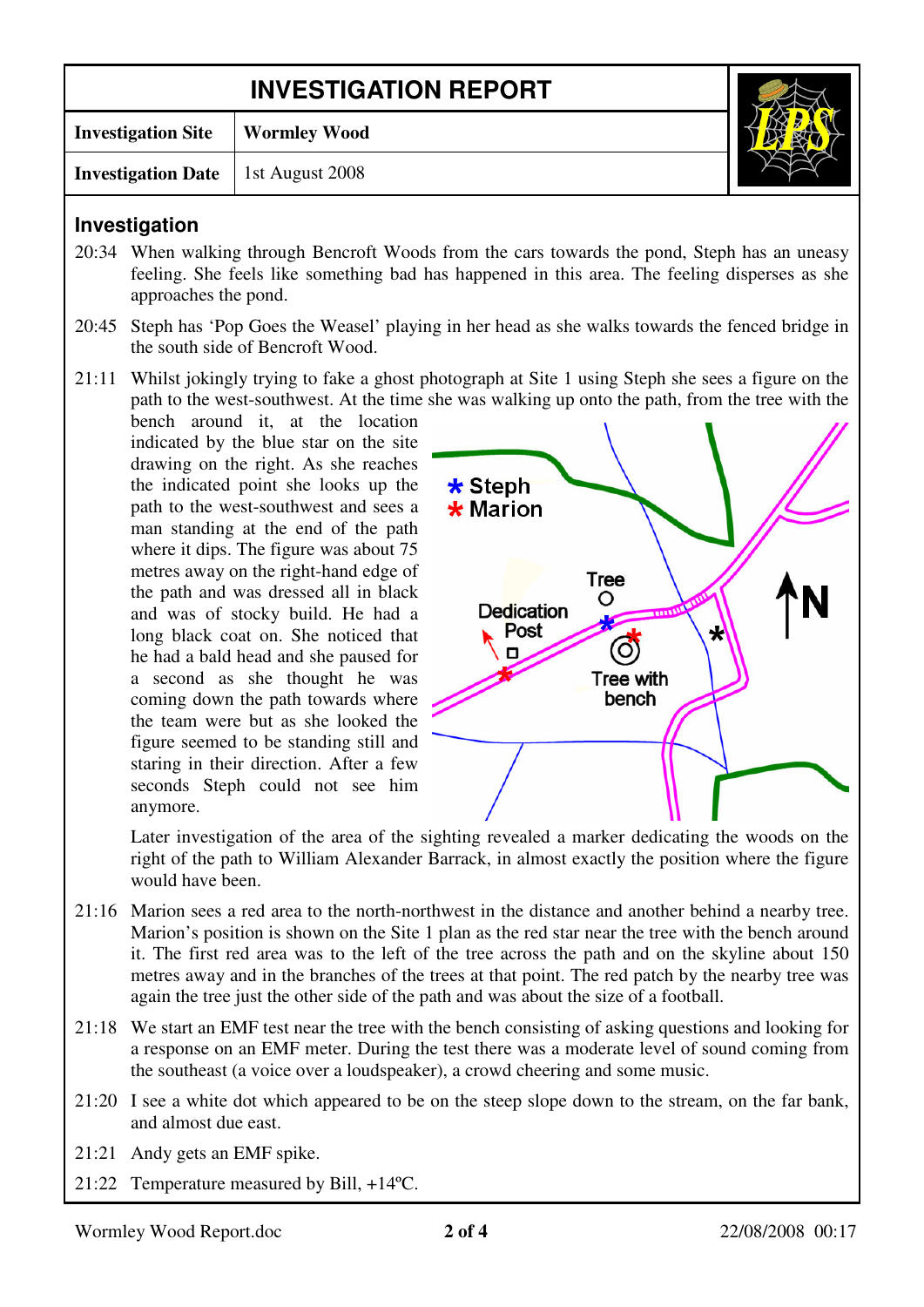# INVESTIGATION REPORT

| | |
|---|---|
| **Investigation Site** | **Wormley Wood** |
| **Investigation Date** | 1st August 2008 |

## Investigation

20:34 When walking through Bencroft Woods from the cars towards the pond, Steph has an uneasy feeling. She feels like something bad has happened in this area. The feeling disperses as she approaches the pond.

20:45 Steph has 'Pop Goes the Weasel' playing in her head as she walks towards the fenced bridge in the south side of Bencroft Wood.

21:11 Whilst jokingly trying to fake a ghost photograph at Site 1 using Steph she sees a figure on the path to the west-southwest. At the time she was walking up onto the path, from the tree with the bench around it, at the location indicated by the blue star on the site drawing on the right. As she reaches the indicated point she looks up the path to the west-southwest and sees a man standing at the end of the path where it dips. The figure was about 75 metres away on the right-hand edge of the path and was dressed all in black and was of stocky build. He had a long black coat on. She noticed that he had a bald head and she paused for a second as she thought he was coming down the path towards where the team were but as she looked the figure seemed to be standing still and staring in their direction. After a few seconds Steph could not see him anymore.

\* Steph
\* Marion
Tree
Dedication Post
Tree with bench
N

Later investigation of the area of the sighting revealed a marker dedicating the woods on the right of the path to William Alexander Barrack, in almost exactly the position where the figure would have been.

21:16 Marion sees a red area to the north-northwest in the distance and another behind a nearby tree. Marion's position is shown on the Site 1 plan as the red star near the tree with the bench around it. The first red area was to the left of the tree across the path and on the skyline about 150 metres away and in the branches of the trees at that point. The red patch by the nearby tree was again the tree just the other side of the path and was about the size of a football.

21:18 We start an EMF test near the tree with the bench consisting of asking questions and looking for a response on an EMF meter. During the test there was a moderate level of sound coming from the southeast (a voice over a loudspeaker), a crowd cheering and some music.

21:20 I see a white dot which appeared to be on the steep slope down to the stream, on the far bank, and almost due east.

21:21 Andy gets an EMF spike.

21:22 Temperature measured by Bill, +14ºC.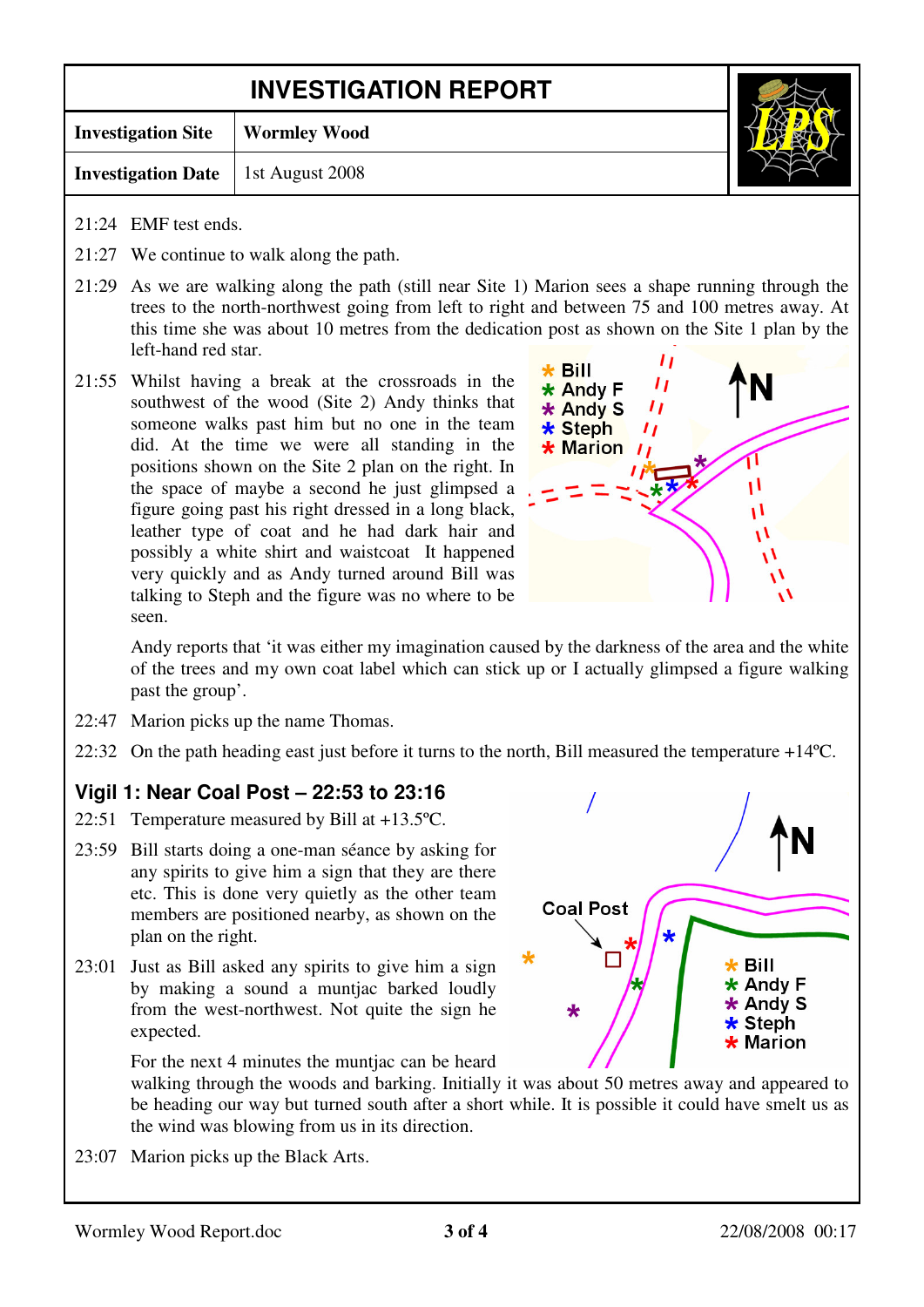# INVESTIGATION REPORT

| | |
|---|---|
| **Investigation Site** | **Wormley Wood** |
| **Investigation Date** | 1st August 2008 |

21:24 EMF test ends.

21:27 We continue to walk along the path.

21:29 As we are walking along the path (still near Site 1) Marion sees a shape running through the trees to the north-northwest going from left to right and between 75 and 100 metres away. At this time she was about 10 metres from the dedication post as shown on the Site 1 plan by the left-hand red star.

21:55 Whilst having a break at the crossroads in the southwest of the wood (Site 2) Andy thinks that someone walks past him but no one in the team did. At the time we were all standing in the positions shown on the Site 2 plan on the right. In the space of maybe a second he just glimpsed a figure going past his right dressed in a long black, leather type of coat and he had dark hair and possibly a white shirt and waistcoat It happened very quickly and as Andy turned around Bill was talking to Steph and the figure was no where to be seen.

* Bill
* Andy F
* Andy S
* Steph
* Marion

N

Andy reports that 'it was either my imagination caused by the darkness of the area and the white of the trees and my own coat label which can stick up or I actually glimpsed a figure walking past the group'.

22:47 Marion picks up the name Thomas.

22:32 On the path heading east just before it turns to the north, Bill measured the temperature +14ºC.

### Vigil 1: Near Coal Post – 22:53 to 23:16

22:51 Temperature measured by Bill at +13.5ºC.

23:59 Bill starts doing a one-man séance by asking for any spirits to give him a sign that they are there etc. This is done very quietly as the other team members are positioned nearby, as shown on the plan on the right.

23:01 Just as Bill asked any spirits to give him a sign by making a sound a muntjac barked loudly from the west-northwest. Not quite the sign he expected.

Coal Post

N

* Bill
* Andy F
* Andy S
* Steph
* Marion

For the next 4 minutes the muntjac can be heard walking through the woods and barking. Initially it was about 50 metres away and appeared to be heading our way but turned south after a short while. It is possible it could have smelt us as the wind was blowing from us in its direction.

23:07 Marion picks up the Black Arts.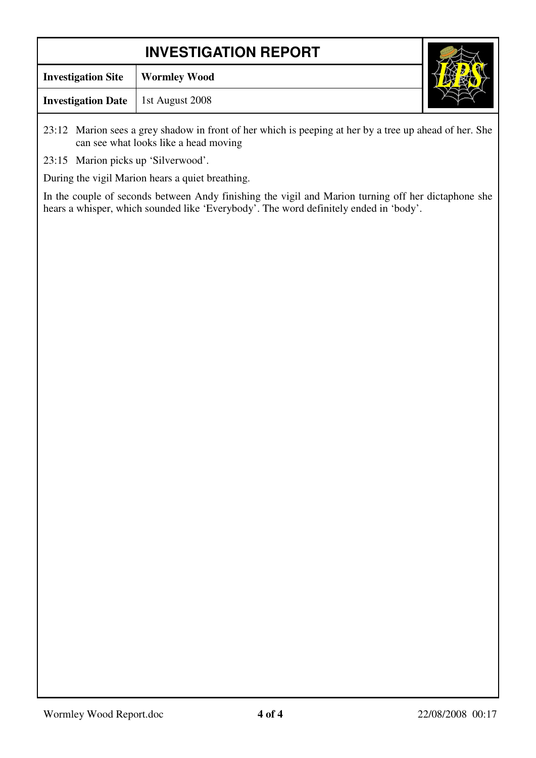# INVESTIGATION REPORT

| | |
|---|---|
| **Investigation Site** | **Wormley Wood** |
| **Investigation Date** | 1st August 2008 |

23:12 Marion sees a grey shadow in front of her which is peeping at her by a tree up ahead of her. She can see what looks like a head moving

23:15 Marion picks up 'Silverwood'.

During the vigil Marion hears a quiet breathing.

In the couple of seconds between Andy finishing the vigil and Marion turning off her dictaphone she hears a whisper, which sounded like 'Everybody'. The word definitely ended in 'body'.